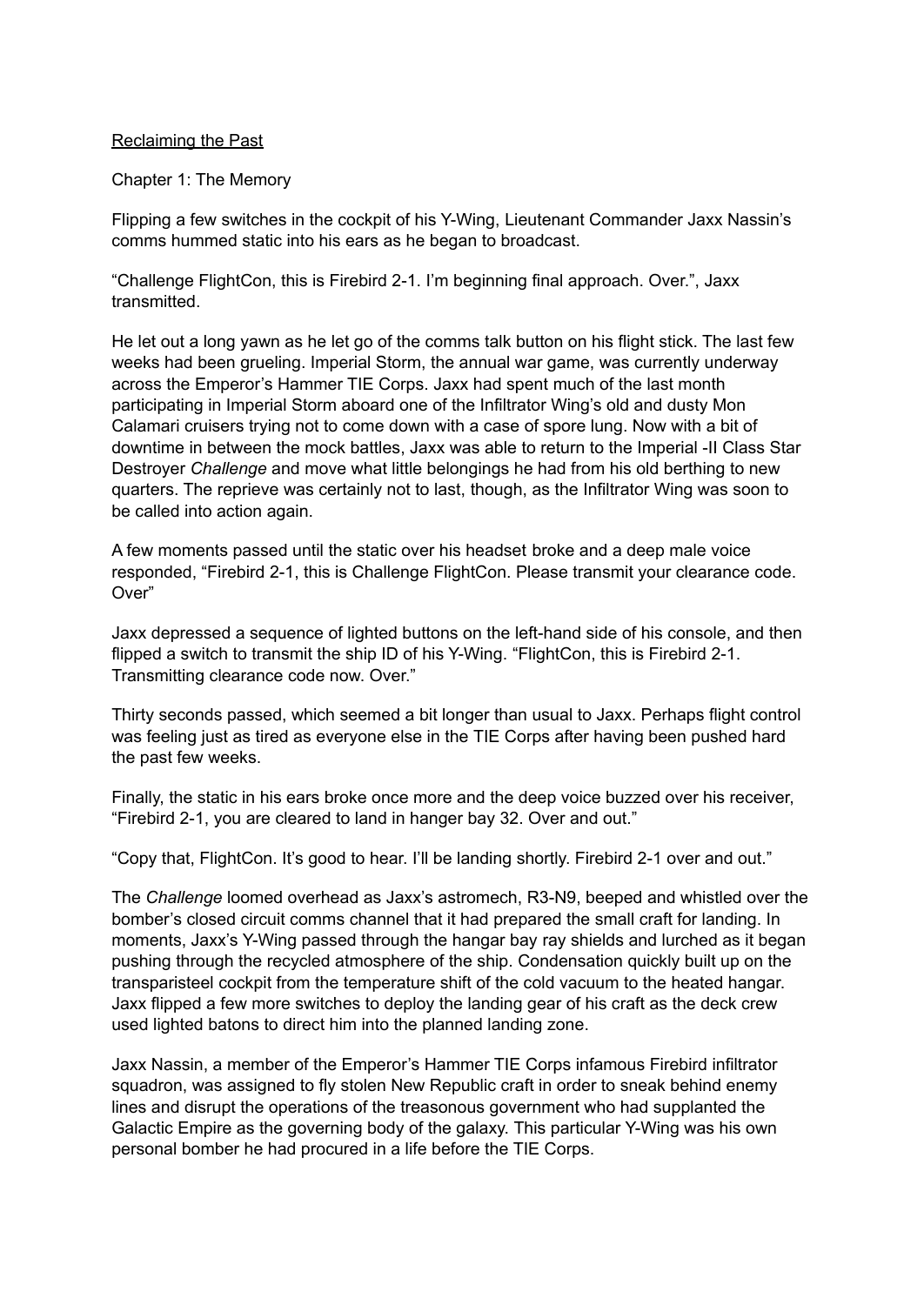<u>Reclaiming the Past</u>

Chapter 1: The Memory

Flipping a few switches in the cockpit of his Y-Wing, Lieutenant Commander Jaxx Nassin's comms hummed static into his ears as he began to broadcast.

"Challenge FlightCon, this is Firebird 2-1. I'm beginning final approach. Over.", Jaxx transmitted.

He let out a long yawn as he let go of the comms talk button on his flight stick. The last few weeks had been grueling. Imperial Storm, the annual war game, was currently underway across the Emperor's Hammer TIE Corps. Jaxx had spent much of the last month participating in Imperial Storm aboard one of the Infiltrator Wing's old and dusty Mon Calamari cruisers trying not to come down with a case of spore lung. Now with a bit of downtime in between the mock battles, Jaxx was able to return to the Imperial -II Class Star Destroyer *Challenge* and move what little belongings he had from his old berthing to new quarters. The reprieve was certainly not to last, though, as the Infiltrator Wing was soon to be called into action again.

A few moments passed until the static over his headset broke and a deep male voice responded, "Firebird 2-1, this is Challenge FlightCon. Please transmit your clearance code. Over"

Jaxx depressed a sequence of lighted buttons on the left-hand side of his console, and then flipped a switch to transmit the ship ID of his Y-Wing. "FlightCon, this is Firebird 2-1. Transmitting clearance code now. Over."

Thirty seconds passed, which seemed a bit longer than usual to Jaxx. Perhaps flight control was feeling just as tired as everyone else in the TIE Corps after having been pushed hard the past few weeks.

Finally, the static in his ears broke once more and the deep voice buzzed over his receiver, "Firebird 2-1, you are cleared to land in hanger bay 32. Over and out."

"Copy that, FlightCon. It's good to hear. I'll be landing shortly. Firebird 2-1 over and out."

The *Challenge* loomed overhead as Jaxx's astromech, R3-N9, beeped and whistled over the bomber's closed circuit comms channel that it had prepared the small craft for landing. In moments, Jaxx's Y-Wing passed through the hangar bay ray shields and lurched as it began pushing through the recycled atmosphere of the ship. Condensation quickly built up on the transparisteel cockpit from the temperature shift of the cold vacuum to the heated hangar. Jaxx flipped a few more switches to deploy the landing gear of his craft as the deck crew used lighted batons to direct him into the planned landing zone.

Jaxx Nassin, a member of the Emperor's Hammer TIE Corps infamous Firebird infiltrator squadron, was assigned to fly stolen New Republic craft in order to sneak behind enemy lines and disrupt the operations of the treasonous government who had supplanted the Galactic Empire as the governing body of the galaxy. This particular Y-Wing was his own personal bomber he had procured in a life before the TIE Corps.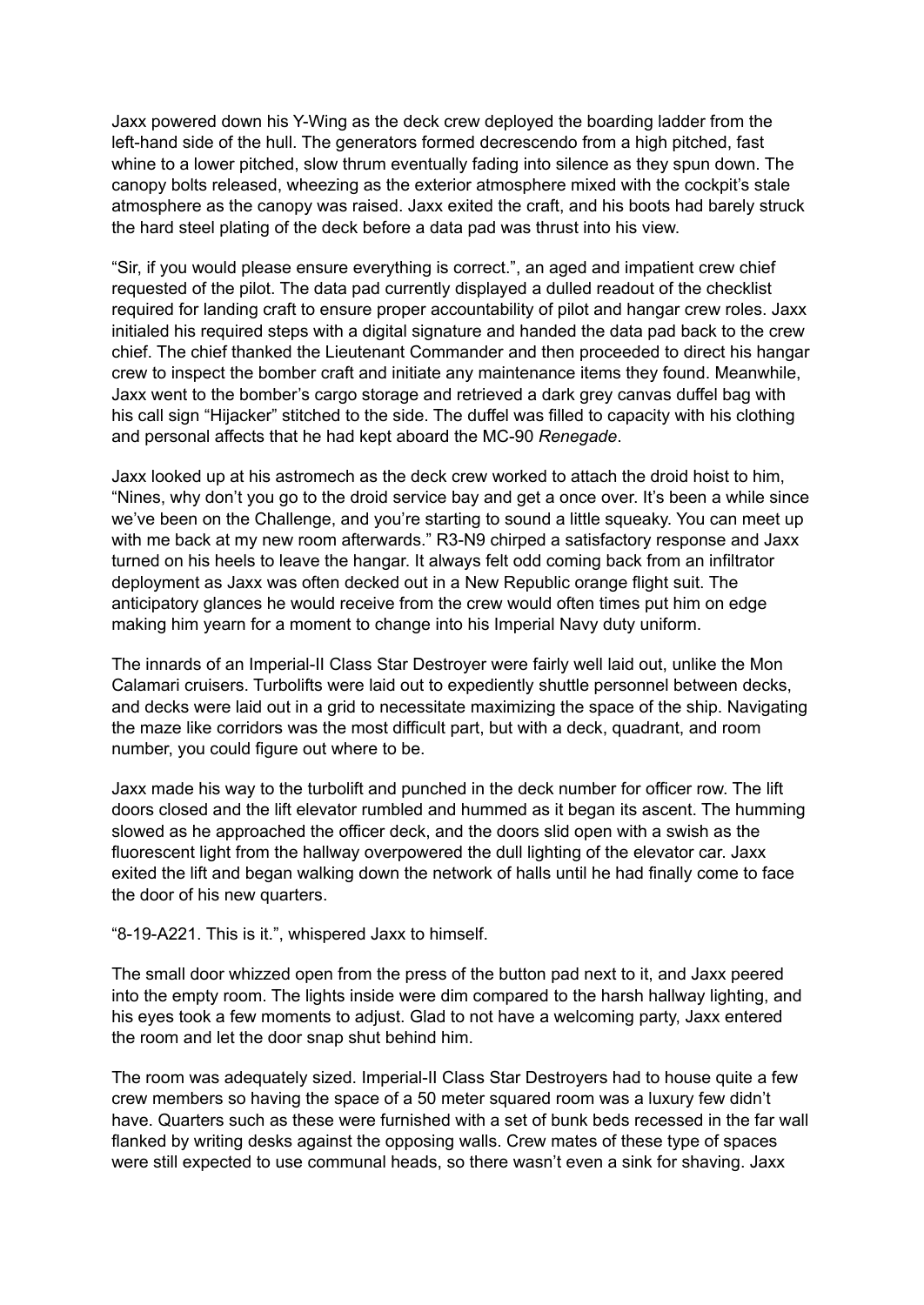Jaxx powered down his Y-Wing as the deck crew deployed the boarding ladder from the left-hand side of the hull. The generators formed decrescendo from a high pitched, fast whine to a lower pitched, slow thrum eventually fading into silence as they spun down. The canopy bolts released, wheezing as the exterior atmosphere mixed with the cockpit's stale atmosphere as the canopy was raised. Jaxx exited the craft, and his boots had barely struck the hard steel plating of the deck before a data pad was thrust into his view.

"Sir, if you would please ensure everything is correct.", an aged and impatient crew chief requested of the pilot. The data pad currently displayed a dulled readout of the checklist required for landing craft to ensure proper accountability of pilot and hangar crew roles. Jaxx initialed his required steps with a digital signature and handed the data pad back to the crew chief. The chief thanked the Lieutenant Commander and then proceeded to direct his hangar crew to inspect the bomber craft and initiate any maintenance items they found. Meanwhile, Jaxx went to the bomber's cargo storage and retrieved a dark grey canvas duffel bag with his call sign "Hijacker" stitched to the side. The duffel was filled to capacity with his clothing and personal affects that he had kept aboard the MC-90 *Renegade*.

Jaxx looked up at his astromech as the deck crew worked to attach the droid hoist to him, "Nines, why don't you go to the droid service bay and get a once over. It's been a while since we've been on the Challenge, and you're starting to sound a little squeaky. You can meet up with me back at my new room afterwards." R3-N9 chirped a satisfactory response and Jaxx turned on his heels to leave the hangar. It always felt odd coming back from an infiltrator deployment as Jaxx was often decked out in a New Republic orange flight suit. The anticipatory glances he would receive from the crew would often times put him on edge making him yearn for a moment to change into his Imperial Navy duty uniform.

The innards of an Imperial-II Class Star Destroyer were fairly well laid out, unlike the Mon Calamari cruisers. Turbolifts were laid out to expediently shuttle personnel between decks, and decks were laid out in a grid to necessitate maximizing the space of the ship. Navigating the maze like corridors was the most difficult part, but with a deck, quadrant, and room number, you could figure out where to be.

Jaxx made his way to the turbolift and punched in the deck number for officer row. The lift doors closed and the lift elevator rumbled and hummed as it began its ascent. The humming slowed as he approached the officer deck, and the doors slid open with a swish as the fluorescent light from the hallway overpowered the dull lighting of the elevator car. Jaxx exited the lift and began walking down the network of halls until he had finally come to face the door of his new quarters.

"8-19-A221. This is it.", whispered Jaxx to himself.

The small door whizzed open from the press of the button pad next to it, and Jaxx peered into the empty room. The lights inside were dim compared to the harsh hallway lighting, and his eyes took a few moments to adjust. Glad to not have a welcoming party, Jaxx entered the room and let the door snap shut behind him.

The room was adequately sized. Imperial-II Class Star Destroyers had to house quite a few crew members so having the space of a 50 meter squared room was a luxury few didn't have. Quarters such as these were furnished with a set of bunk beds recessed in the far wall flanked by writing desks against the opposing walls. Crew mates of these type of spaces were still expected to use communal heads, so there wasn't even a sink for shaving. Jaxx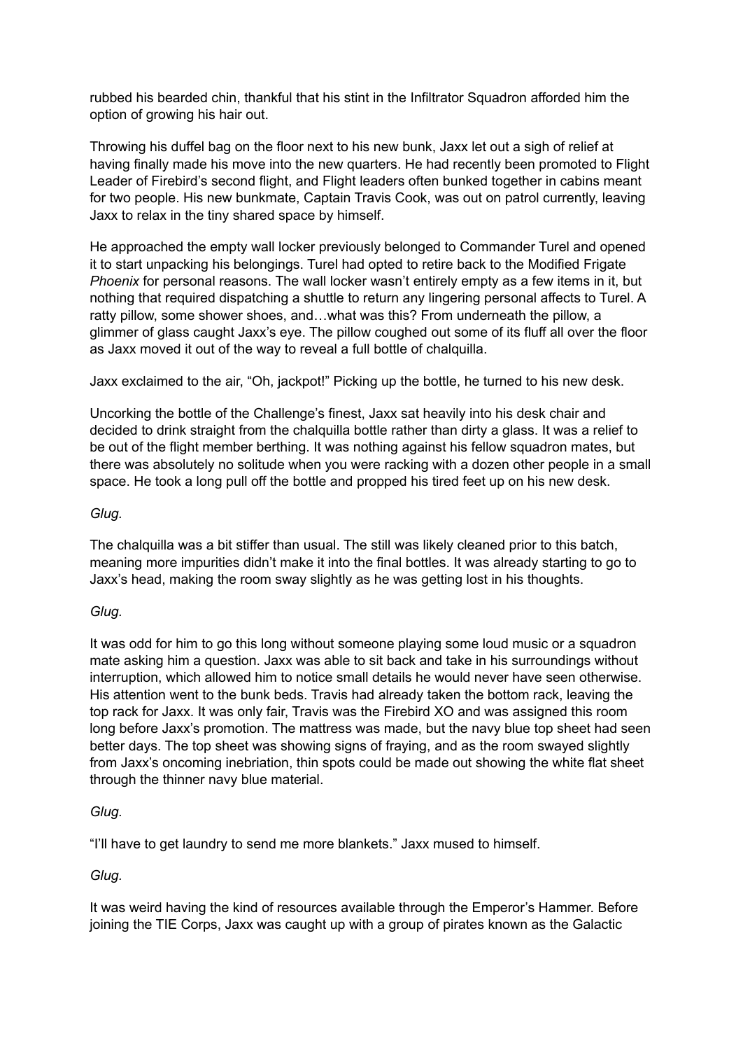rubbed his bearded chin, thankful that his stint in the Infiltrator Squadron afforded him the option of growing his hair out.

Throwing his duffel bag on the floor next to his new bunk, Jaxx let out a sigh of relief at having finally made his move into the new quarters. He had recently been promoted to Flight Leader of Firebird's second flight, and Flight leaders often bunked together in cabins meant for two people. His new bunkmate, Captain Travis Cook, was out on patrol currently, leaving Jaxx to relax in the tiny shared space by himself.

He approached the empty wall locker previously belonged to Commander Turel and opened it to start unpacking his belongings. Turel had opted to retire back to the Modified Frigate *Phoenix* for personal reasons. The wall locker wasn't entirely empty as a few items in it, but nothing that required dispatching a shuttle to return any lingering personal affects to Turel. A ratty pillow, some shower shoes, and…what was this? From underneath the pillow, a glimmer of glass caught Jaxx's eye. The pillow coughed out some of its fluff all over the floor as Jaxx moved it out of the way to reveal a full bottle of chalquilla.

Jaxx exclaimed to the air, "Oh, jackpot!" Picking up the bottle, he turned to his new desk.

Uncorking the bottle of the Challenge's finest, Jaxx sat heavily into his desk chair and decided to drink straight from the chalquilla bottle rather than dirty a glass. It was a relief to be out of the flight member berthing. It was nothing against his fellow squadron mates, but there was absolutely no solitude when you were racking with a dozen other people in a small space. He took a long pull off the bottle and propped his tired feet up on his new desk.

*Glug.*

The chalquilla was a bit stiffer than usual. The still was likely cleaned prior to this batch, meaning more impurities didn't make it into the final bottles. It was already starting to go to Jaxx's head, making the room sway slightly as he was getting lost in his thoughts.

*Glug.*

It was odd for him to go this long without someone playing some loud music or a squadron mate asking him a question. Jaxx was able to sit back and take in his surroundings without interruption, which allowed him to notice small details he would never have seen otherwise. His attention went to the bunk beds. Travis had already taken the bottom rack, leaving the top rack for Jaxx. It was only fair, Travis was the Firebird XO and was assigned this room long before Jaxx's promotion. The mattress was made, but the navy blue top sheet had seen better days. The top sheet was showing signs of fraying, and as the room swayed slightly from Jaxx's oncoming inebriation, thin spots could be made out showing the white flat sheet through the thinner navy blue material.

*Glug.*

"I'll have to get laundry to send me more blankets." Jaxx mused to himself.

*Glug.*

It was weird having the kind of resources available through the Emperor's Hammer. Before joining the TIE Corps, Jaxx was caught up with a group of pirates known as the Galactic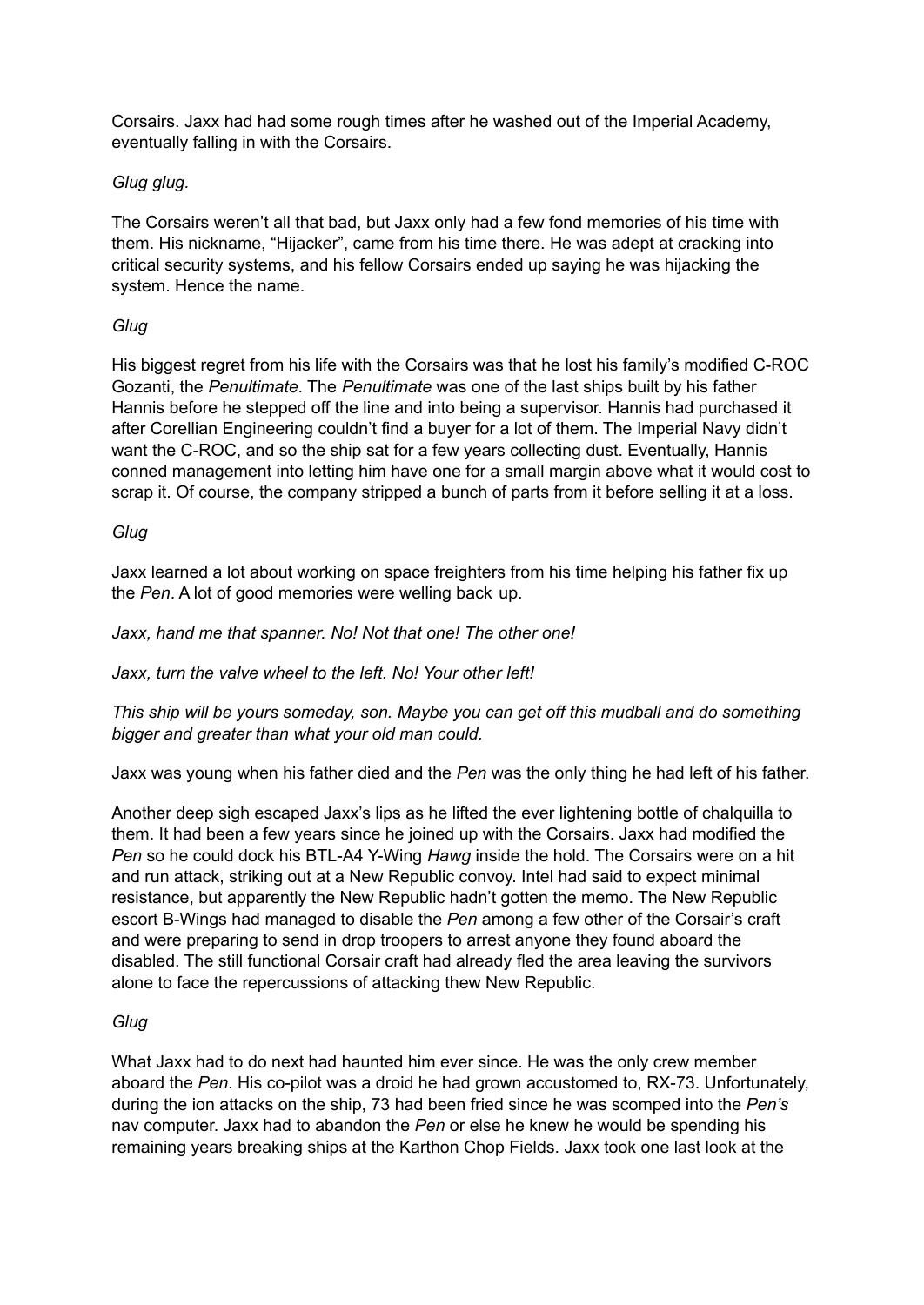Corsairs. Jaxx had had some rough times after he washed out of the Imperial Academy, eventually falling in with the Corsairs.

*Glug glug.*

The Corsairs weren't all that bad, but Jaxx only had a few fond memories of his time with them. His nickname, "Hijacker", came from his time there. He was adept at cracking into critical security systems, and his fellow Corsairs ended up saying he was hijacking the system. Hence the name.

*Glug*

His biggest regret from his life with the Corsairs was that he lost his family's modified C-ROC Gozanti, the *Penultimate*. The *Penultimate* was one of the last ships built by his father Hannis before he stepped off the line and into being a supervisor. Hannis had purchased it after Corellian Engineering couldn't find a buyer for a lot of them. The Imperial Navy didn't want the C-ROC, and so the ship sat for a few years collecting dust. Eventually, Hannis conned management into letting him have one for a small margin above what it would cost to scrap it. Of course, the company stripped a bunch of parts from it before selling it at a loss.

*Glug*

Jaxx learned a lot about working on space freighters from his time helping his father fix up the *Pen*. A lot of good memories were welling back up.

*Jaxx, hand me that spanner. No! Not that one! The other one!*

*Jaxx, turn the valve wheel to the left. No! Your other left!*

*This ship will be yours someday, son. Maybe you can get off this mudball and do something bigger and greater than what your old man could.*

Jaxx was young when his father died and the *Pen* was the only thing he had left of his father.

Another deep sigh escaped Jaxx's lips as he lifted the ever lightening bottle of chalquilla to them. It had been a few years since he joined up with the Corsairs. Jaxx had modified the *Pen* so he could dock his BTL-A4 Y-Wing *Hawg* inside the hold. The Corsairs were on a hit and run attack, striking out at a New Republic convoy. Intel had said to expect minimal resistance, but apparently the New Republic hadn't gotten the memo. The New Republic escort B-Wings had managed to disable the *Pen* among a few other of the Corsair's craft and were preparing to send in drop troopers to arrest anyone they found aboard the disabled. The still functional Corsair craft had already fled the area leaving the survivors alone to face the repercussions of attacking thew New Republic.

*Glug*

What Jaxx had to do next had haunted him ever since. He was the only crew member aboard the *Pen*. His co-pilot was a droid he had grown accustomed to, RX-73. Unfortunately, during the ion attacks on the ship, 73 had been fried since he was scomped into the *Pen's* nav computer. Jaxx had to abandon the *Pen* or else he knew he would be spending his remaining years breaking ships at the Karthon Chop Fields. Jaxx took one last look at the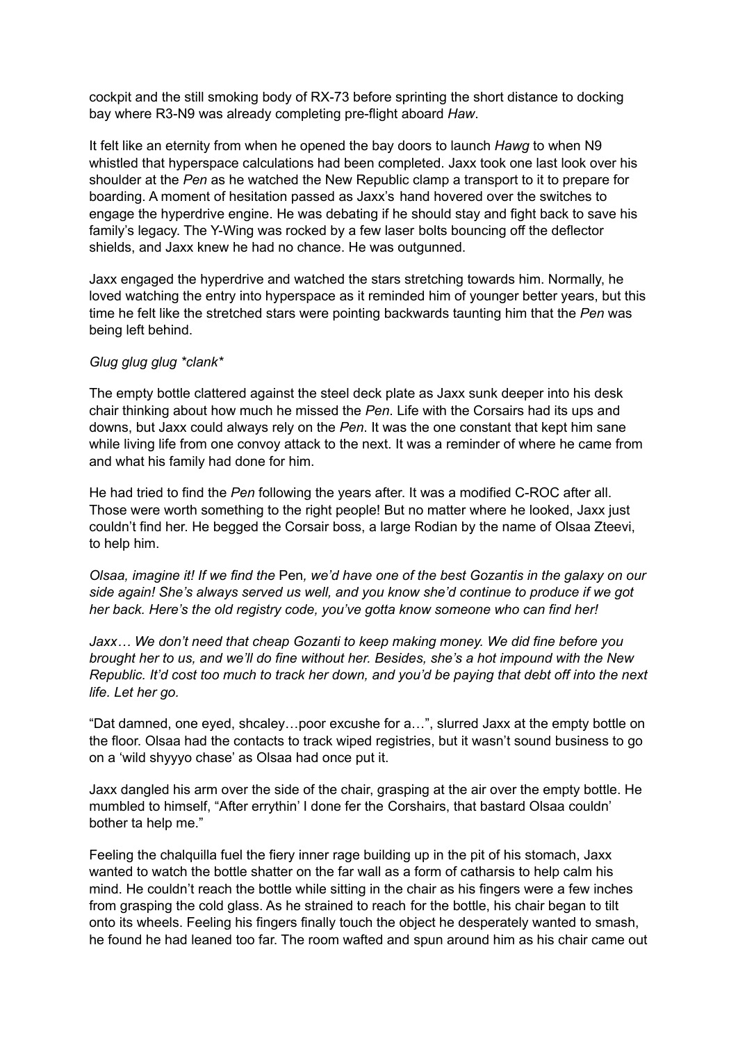cockpit and the still smoking body of RX-73 before sprinting the short distance to docking bay where R3-N9 was already completing pre-flight aboard *Haw*.

It felt like an eternity from when he opened the bay doors to launch *Hawg* to when N9 whistled that hyperspace calculations had been completed. Jaxx took one last look over his shoulder at the *Pen* as he watched the New Republic clamp a transport to it to prepare for boarding. A moment of hesitation passed as Jaxx's hand hovered over the switches to engage the hyperdrive engine. He was debating if he should stay and fight back to save his family's legacy. The Y-Wing was rocked by a few laser bolts bouncing off the deflector shields, and Jaxx knew he had no chance. He was outgunned.

Jaxx engaged the hyperdrive and watched the stars stretching towards him. Normally, he loved watching the entry into hyperspace as it reminded him of younger better years, but this time he felt like the stretched stars were pointing backwards taunting him that the *Pen* was being left behind.

*Glug glug glug *clank**

The empty bottle clattered against the steel deck plate as Jaxx sunk deeper into his desk chair thinking about how much he missed the *Pen*. Life with the Corsairs had its ups and downs, but Jaxx could always rely on the *Pen*. It was the one constant that kept him sane while living life from one convoy attack to the next. It was a reminder of where he came from and what his family had done for him.

He had tried to find the *Pen* following the years after. It was a modified C-ROC after all. Those were worth something to the right people! But no matter where he looked, Jaxx just couldn't find her. He begged the Corsair boss, a large Rodian by the name of Olsaa Zteevi, to help him.

*Olsaa, imagine it! If we find the* Pen*, we'd have one of the best Gozantis in the galaxy on our side again! She's always served us well, and you know she'd continue to produce if we got her back. Here's the old registry code, you've gotta know someone who can find her!*

*Jaxx… We don't need that cheap Gozanti to keep making money. We did fine before you brought her to us, and we'll do fine without her. Besides, she's a hot impound with the New Republic. It'd cost too much to track her down, and you'd be paying that debt off into the next life. Let her go.*

"Dat damned, one eyed, shcaley…poor excushe for a…", slurred Jaxx at the empty bottle on the floor. Olsaa had the contacts to track wiped registries, but it wasn't sound business to go on a 'wild shyyyo chase' as Olsaa had once put it.

Jaxx dangled his arm over the side of the chair, grasping at the air over the empty bottle. He mumbled to himself, "After errythin' I done fer the Corshairs, that bastard Olsaa couldn' bother ta help me."

Feeling the chalquilla fuel the fiery inner rage building up in the pit of his stomach, Jaxx wanted to watch the bottle shatter on the far wall as a form of catharsis to help calm his mind. He couldn't reach the bottle while sitting in the chair as his fingers were a few inches from grasping the cold glass. As he strained to reach for the bottle, his chair began to tilt onto its wheels. Feeling his fingers finally touch the object he desperately wanted to smash, he found he had leaned too far. The room wafted and spun around him as his chair came out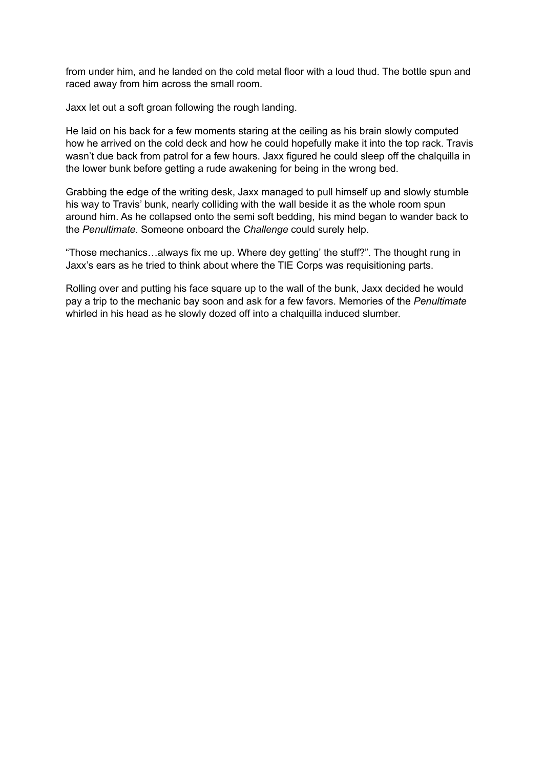from under him, and he landed on the cold metal floor with a loud thud. The bottle spun and raced away from him across the small room.

Jaxx let out a soft groan following the rough landing.

He laid on his back for a few moments staring at the ceiling as his brain slowly computed how he arrived on the cold deck and how he could hopefully make it into the top rack. Travis wasn't due back from patrol for a few hours. Jaxx figured he could sleep off the chalquilla in the lower bunk before getting a rude awakening for being in the wrong bed.

Grabbing the edge of the writing desk, Jaxx managed to pull himself up and slowly stumble his way to Travis' bunk, nearly colliding with the wall beside it as the whole room spun around him. As he collapsed onto the semi soft bedding, his mind began to wander back to the *Penultimate*. Someone onboard the *Challenge* could surely help.

"Those mechanics…always fix me up. Where dey getting' the stuff?". The thought rung in Jaxx's ears as he tried to think about where the TIE Corps was requisitioning parts.

Rolling over and putting his face square up to the wall of the bunk, Jaxx decided he would pay a trip to the mechanic bay soon and ask for a few favors. Memories of the *Penultimate* whirled in his head as he slowly dozed off into a chalquilla induced slumber.